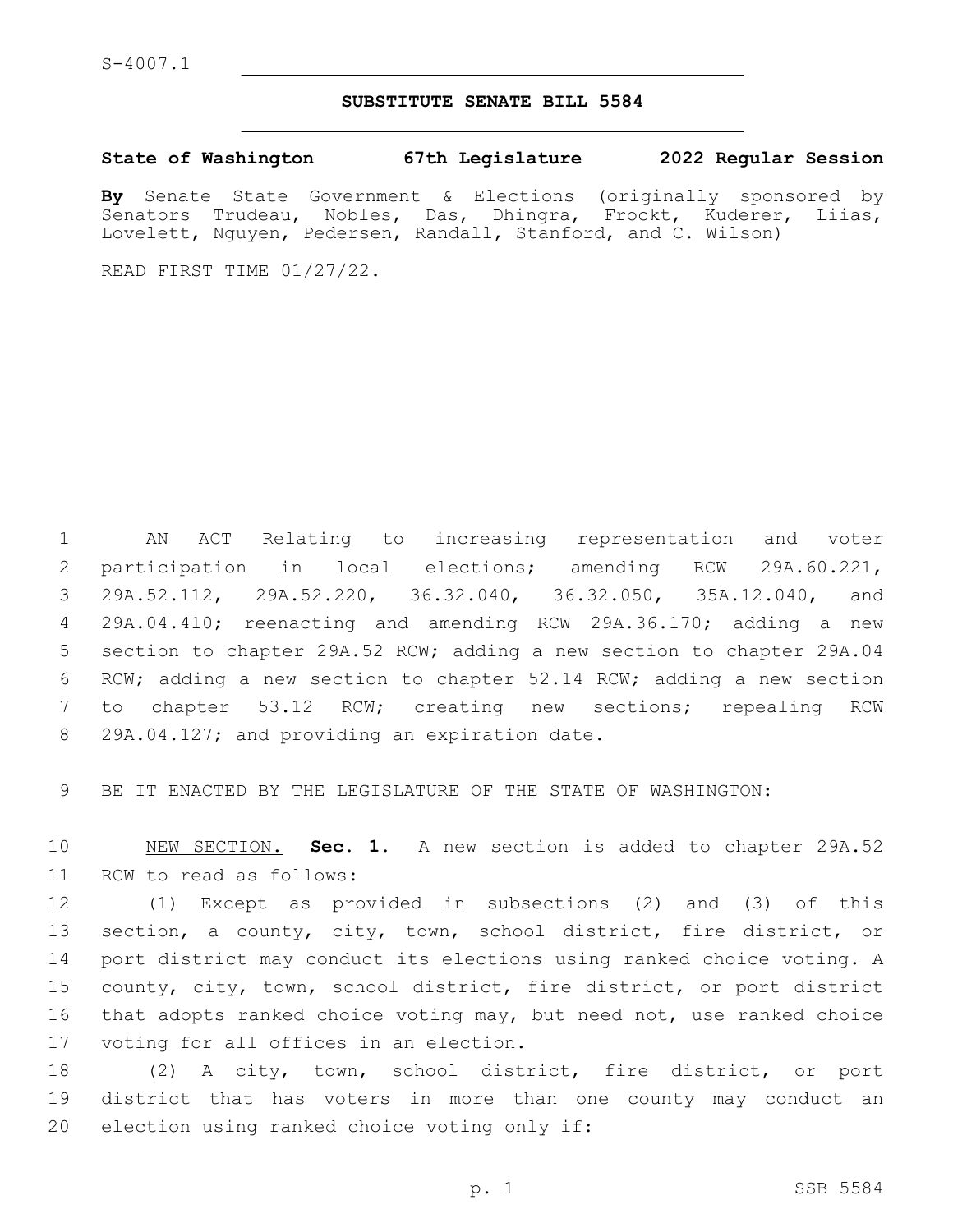S-4007.1

# SUBSTITUTE SENATE BILL 5584

**State of Washington 67th Legislature 2022 Regular Session**

**By** Senate State Government & Elections (originally sponsored by Senators Trudeau, Nobles, Das, Dhingra, Frockt, Kuderer, Liias, Lovelett, Nguyen, Pedersen, Randall, Stanford, and C. Wilson)

READ FIRST TIME 01/27/22.

AN ACT Relating to increasing representation and voter participation in local elections; amending RCW 29A.60.221, 29A.52.112, 29A.52.220, 36.32.040, 36.32.050, 35A.12.040, and 29A.04.410; reenacting and amending RCW 29A.36.170; adding a new section to chapter 29A.52 RCW; adding a new section to chapter 29A.04 RCW; adding a new section to chapter 52.14 RCW; adding a new section to chapter 53.12 RCW; creating new sections; repealing RCW 29A.04.127; and providing an expiration date.

BE IT ENACTED BY THE LEGISLATURE OF THE STATE OF WASHINGTON:

NEW SECTION. **Sec. 1.** A new section is added to chapter 29A.52 RCW to read as follows:

(1) Except as provided in subsections (2) and (3) of this section, a county, city, town, school district, fire district, or port district may conduct its elections using ranked choice voting. A county, city, town, school district, fire district, or port district that adopts ranked choice voting may, but need not, use ranked choice voting for all offices in an election.

(2) A city, town, school district, fire district, or port district that has voters in more than one county may conduct an election using ranked choice voting only if: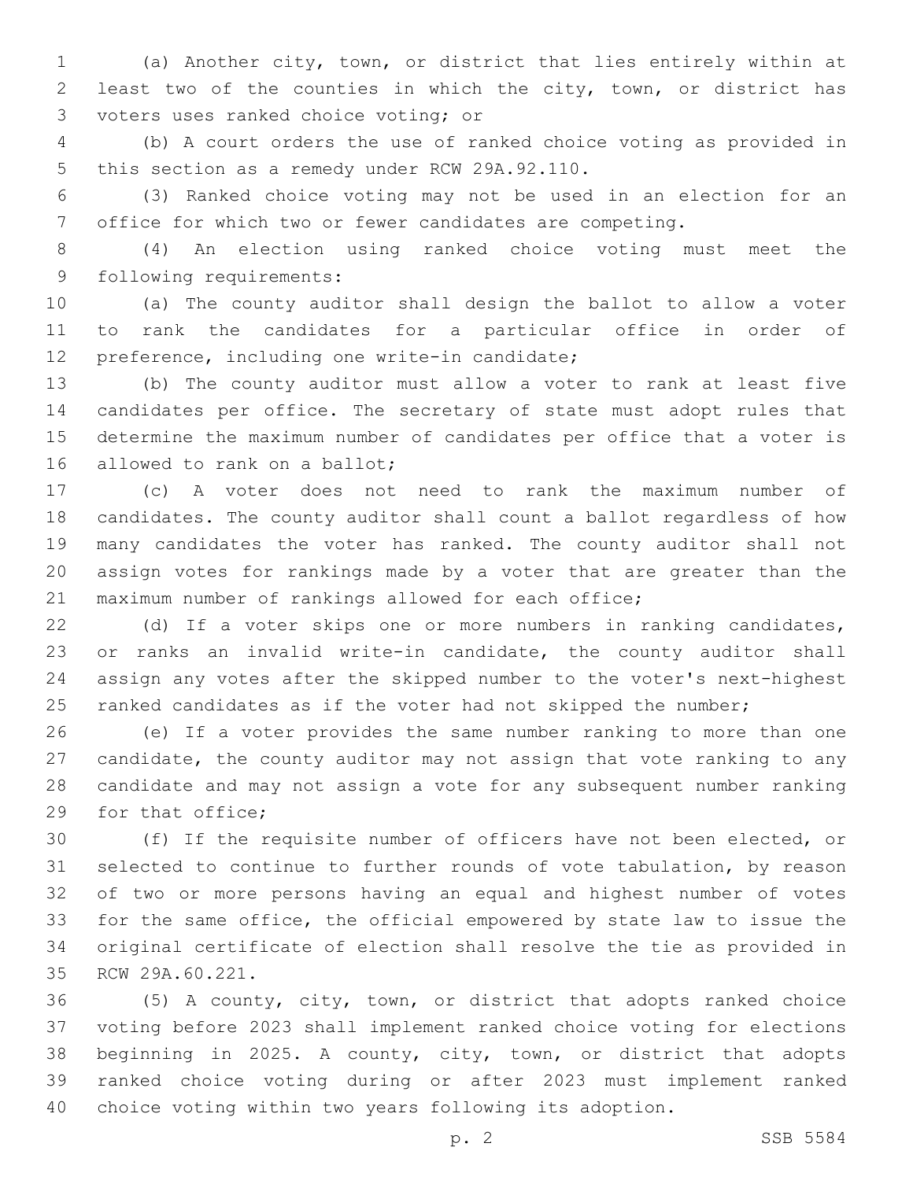(a) Another city, town, or district that lies entirely within at least two of the counties in which the city, town, or district has voters uses ranked choice voting; or

(b) A court orders the use of ranked choice voting as provided in this section as a remedy under RCW 29A.92.110.

(3) Ranked choice voting may not be used in an election for an office for which two or fewer candidates are competing.

(4) An election using ranked choice voting must meet the following requirements:

(a) The county auditor shall design the ballot to allow a voter to rank the candidates for a particular office in order of preference, including one write-in candidate;

(b) The county auditor must allow a voter to rank at least five candidates per office. The secretary of state must adopt rules that determine the maximum number of candidates per office that a voter is allowed to rank on a ballot;

(c) A voter does not need to rank the maximum number of candidates. The county auditor shall count a ballot regardless of how many candidates the voter has ranked. The county auditor shall not assign votes for rankings made by a voter that are greater than the maximum number of rankings allowed for each office;

(d) If a voter skips one or more numbers in ranking candidates, or ranks an invalid write-in candidate, the county auditor shall assign any votes after the skipped number to the voter's next-highest ranked candidates as if the voter had not skipped the number;

(e) If a voter provides the same number ranking to more than one candidate, the county auditor may not assign that vote ranking to any candidate and may not assign a vote for any subsequent number ranking for that office;

(f) If the requisite number of officers have not been elected, or selected to continue to further rounds of vote tabulation, by reason of two or more persons having an equal and highest number of votes for the same office, the official empowered by state law to issue the original certificate of election shall resolve the tie as provided in RCW 29A.60.221.

(5) A county, city, town, or district that adopts ranked choice voting before 2023 shall implement ranked choice voting for elections beginning in 2025. A county, city, town, or district that adopts ranked choice voting during or after 2023 must implement ranked choice voting within two years following its adoption.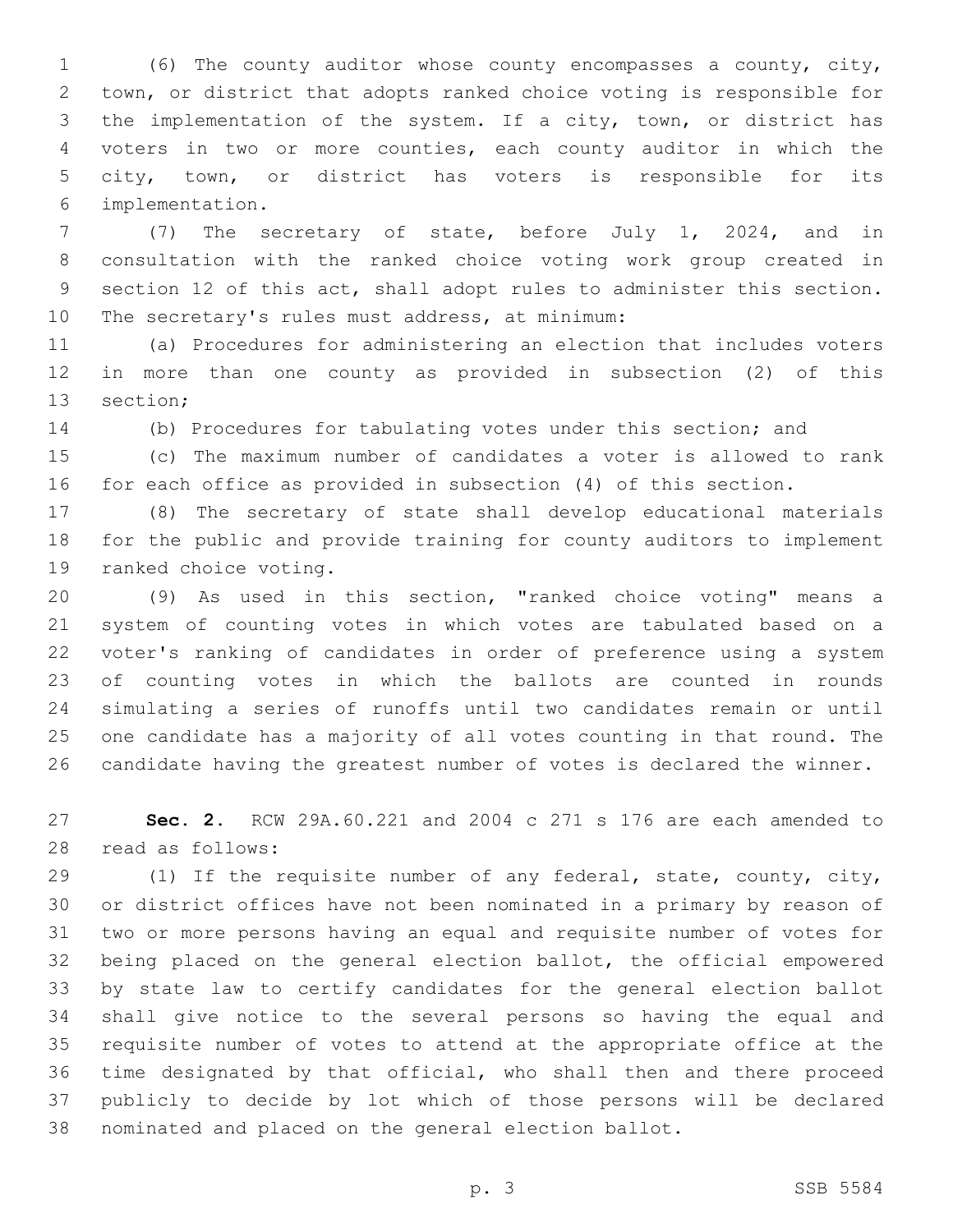(6) The county auditor whose county encompasses a county, city, town, or district that adopts ranked choice voting is responsible for the implementation of the system. If a city, town, or district has voters in two or more counties, each county auditor in which the city, town, or district has voters is responsible for its implementation.

(7) The secretary of state, before July 1, 2024, and in consultation with the ranked choice voting work group created in section 12 of this act, shall adopt rules to administer this section. The secretary's rules must address, at minimum:

(a) Procedures for administering an election that includes voters in more than one county as provided in subsection (2) of this section;

(b) Procedures for tabulating votes under this section; and

(c) The maximum number of candidates a voter is allowed to rank for each office as provided in subsection (4) of this section.

(8) The secretary of state shall develop educational materials for the public and provide training for county auditors to implement ranked choice voting.

(9) As used in this section, "ranked choice voting" means a system of counting votes in which votes are tabulated based on a voter's ranking of candidates in order of preference using a system of counting votes in which the ballots are counted in rounds simulating a series of runoffs until two candidates remain or until one candidate has a majority of all votes counting in that round. The candidate having the greatest number of votes is declared the winner.

**Sec. 2.** RCW 29A.60.221 and 2004 c 271 s 176 are each amended to read as follows:

(1) If the requisite number of any federal, state, county, city, or district offices have not been nominated in a primary by reason of two or more persons having an equal and requisite number of votes for being placed on the general election ballot, the official empowered by state law to certify candidates for the general election ballot shall give notice to the several persons so having the equal and requisite number of votes to attend at the appropriate office at the time designated by that official, who shall then and there proceed publicly to decide by lot which of those persons will be declared nominated and placed on the general election ballot.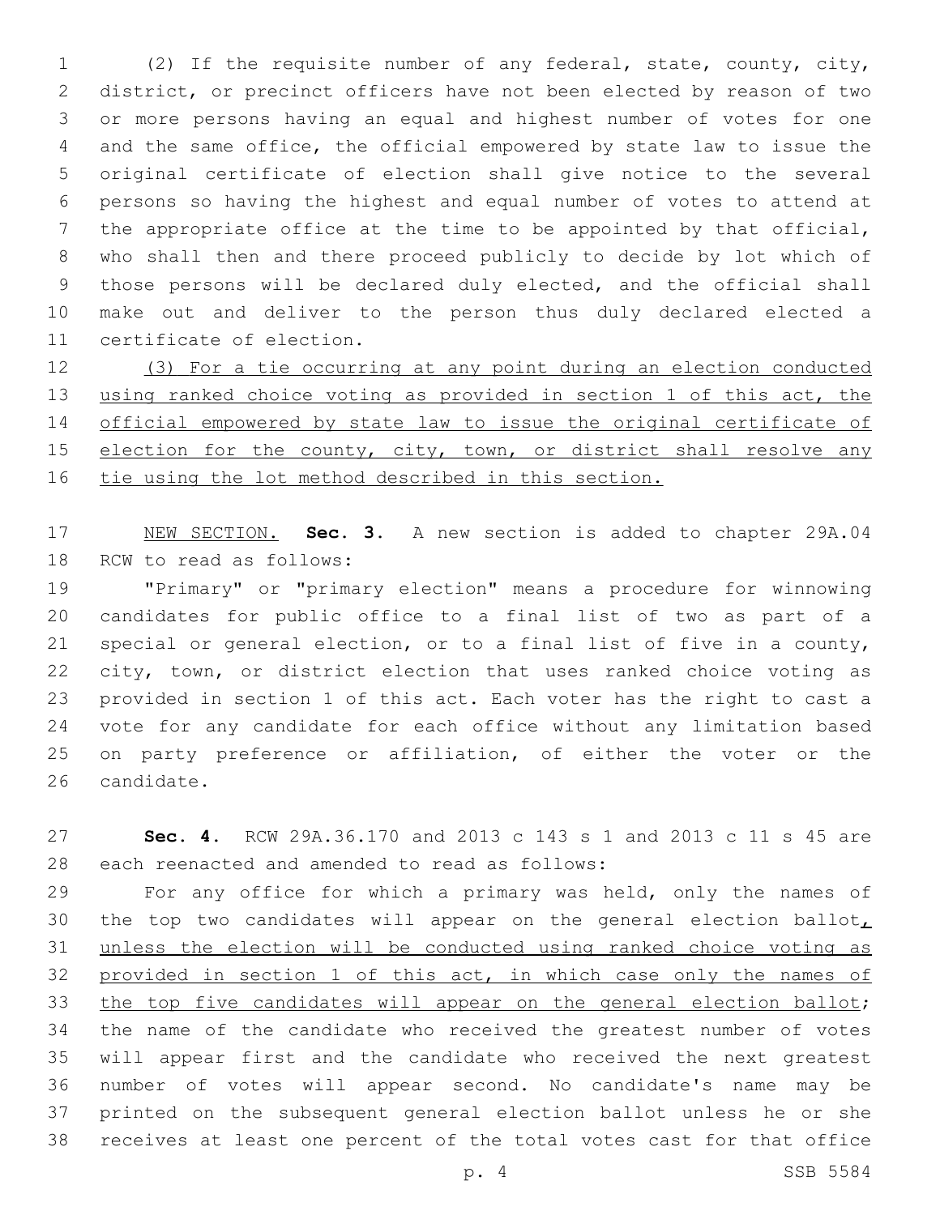(2) If the requisite number of any federal, state, county, city, district, or precinct officers have not been elected by reason of two or more persons having an equal and highest number of votes for one and the same office, the official empowered by state law to issue the original certificate of election shall give notice to the several persons so having the highest and equal number of votes to attend at the appropriate office at the time to be appointed by that official, who shall then and there proceed publicly to decide by lot which of those persons will be declared duly elected, and the official shall make out and deliver to the person thus duly declared elected a certificate of election.

<u>(3) For a tie occurring at any point during an election conducted using ranked choice voting as provided in section 1 of this act, the official empowered by state law to issue the original certificate of election for the county, city, town, or district shall resolve any tie using the lot method described in this section.</u>

<u>NEW SECTION.</u> **Sec. 3.** A new section is added to chapter 29A.04 RCW to read as follows:

"Primary" or "primary election" means a procedure for winnowing candidates for public office to a final list of two as part of a special or general election, or to a final list of five in a county, city, town, or district election that uses ranked choice voting as provided in section 1 of this act. Each voter has the right to cast a vote for any candidate for each office without any limitation based on party preference or affiliation, of either the voter or the candidate.

**Sec. 4.** RCW 29A.36.170 and 2013 c 143 s 1 and 2013 c 11 s 45 are each reenacted and amended to read as follows:

For any office for which a primary was held, only the names of the top two candidates will appear on the general election ballot<u>, unless the election will be conducted using ranked choice voting as provided in section 1 of this act, in which case only the names of the top five candidates will appear on the general election ballot</u>; the name of the candidate who received the greatest number of votes will appear first and the candidate who received the next greatest number of votes will appear second. No candidate's name may be printed on the subsequent general election ballot unless he or she receives at least one percent of the total votes cast for that office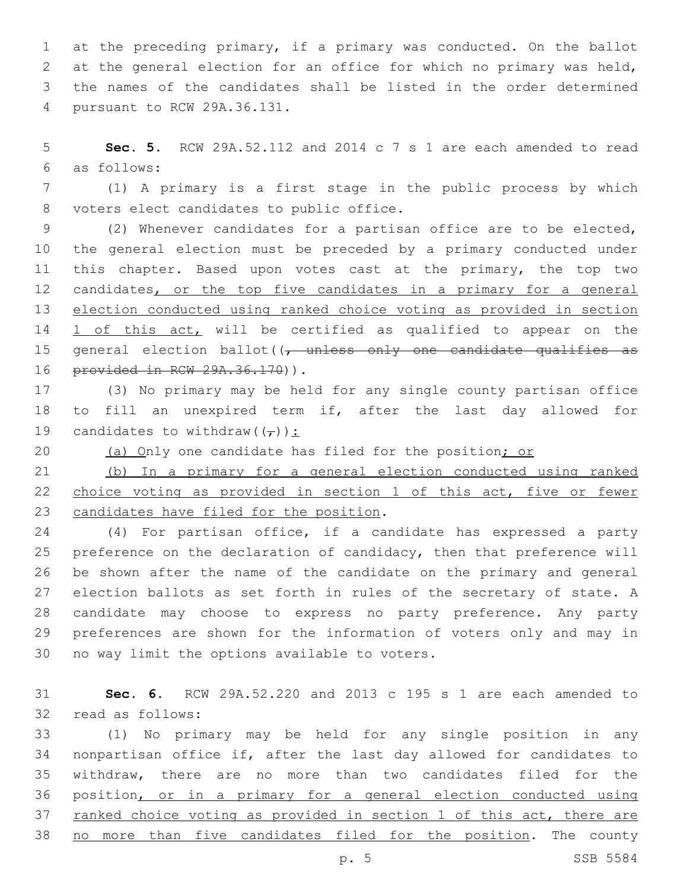at the preceding primary, if a primary was conducted. On the ballot at the general election for an office for which no primary was held, the names of the candidates shall be listed in the order determined pursuant to RCW 29A.36.131.

**Sec. 5.** RCW 29A.52.112 and 2014 c 7 s 1 are each amended to read as follows:

(1) A primary is a first stage in the public process by which voters elect candidates to public office.

(2) Whenever candidates for a partisan office are to be elected, the general election must be preceded by a primary conducted under this chapter. Based upon votes cast at the primary, the top two candidates, or the top five candidates in a primary for a general election conducted using ranked choice voting as provided in section 1 of this act, will be certified as qualified to appear on the general election ballot((, unless only one candidate qualifies as provided in RCW 29A.36.170)).

(3) No primary may be held for any single county partisan office to fill an unexpired term if, after the last day allowed for candidates to withdraw((,)):

(a) Only one candidate has filed for the position; or

(b) In a primary for a general election conducted using ranked choice voting as provided in section 1 of this act, five or fewer candidates have filed for the position.

(4) For partisan office, if a candidate has expressed a party preference on the declaration of candidacy, then that preference will be shown after the name of the candidate on the primary and general election ballots as set forth in rules of the secretary of state. A candidate may choose to express no party preference. Any party preferences are shown for the information of voters only and may in no way limit the options available to voters.

**Sec. 6.** RCW 29A.52.220 and 2013 c 195 s 1 are each amended to read as follows:

(1) No primary may be held for any single position in any nonpartisan office if, after the last day allowed for candidates to withdraw, there are no more than two candidates filed for the position, or in a primary for a general election conducted using ranked choice voting as provided in section 1 of this act, there are no more than five candidates filed for the position. The county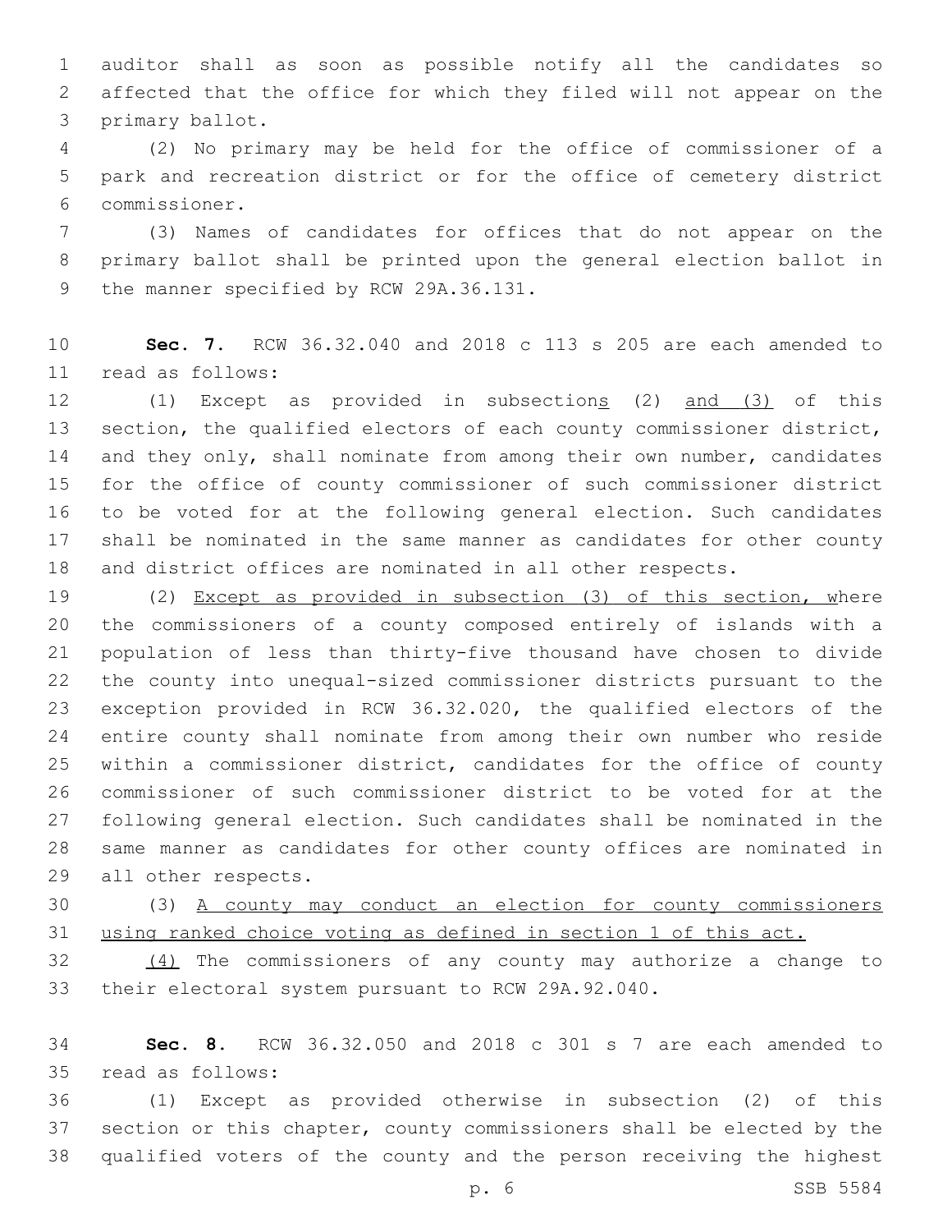auditor shall as soon as possible notify all the candidates so affected that the office for which they filed will not appear on the primary ballot.

(2) No primary may be held for the office of commissioner of a park and recreation district or for the office of cemetery district commissioner.

(3) Names of candidates for offices that do not appear on the primary ballot shall be printed upon the general election ballot in the manner specified by RCW 29A.36.131.

**Sec. 7.** RCW 36.32.040 and 2018 c 113 s 205 are each amended to read as follows:

(1) Except as provided in subsections (2) and (3) of this section, the qualified electors of each county commissioner district, and they only, shall nominate from among their own number, candidates for the office of county commissioner of such commissioner district to be voted for at the following general election. Such candidates shall be nominated in the same manner as candidates for other county and district offices are nominated in all other respects.

(2) Except as provided in subsection (3) of this section, where the commissioners of a county composed entirely of islands with a population of less than thirty-five thousand have chosen to divide the county into unequal-sized commissioner districts pursuant to the exception provided in RCW 36.32.020, the qualified electors of the entire county shall nominate from among their own number who reside within a commissioner district, candidates for the office of county commissioner of such commissioner district to be voted for at the following general election. Such candidates shall be nominated in the same manner as candidates for other county offices are nominated in all other respects.

(3) A county may conduct an election for county commissioners using ranked choice voting as defined in section 1 of this act.

(4) The commissioners of any county may authorize a change to their electoral system pursuant to RCW 29A.92.040.

**Sec. 8.** RCW 36.32.050 and 2018 c 301 s 7 are each amended to read as follows:

(1) Except as provided otherwise in subsection (2) of this section or this chapter, county commissioners shall be elected by the qualified voters of the county and the person receiving the highest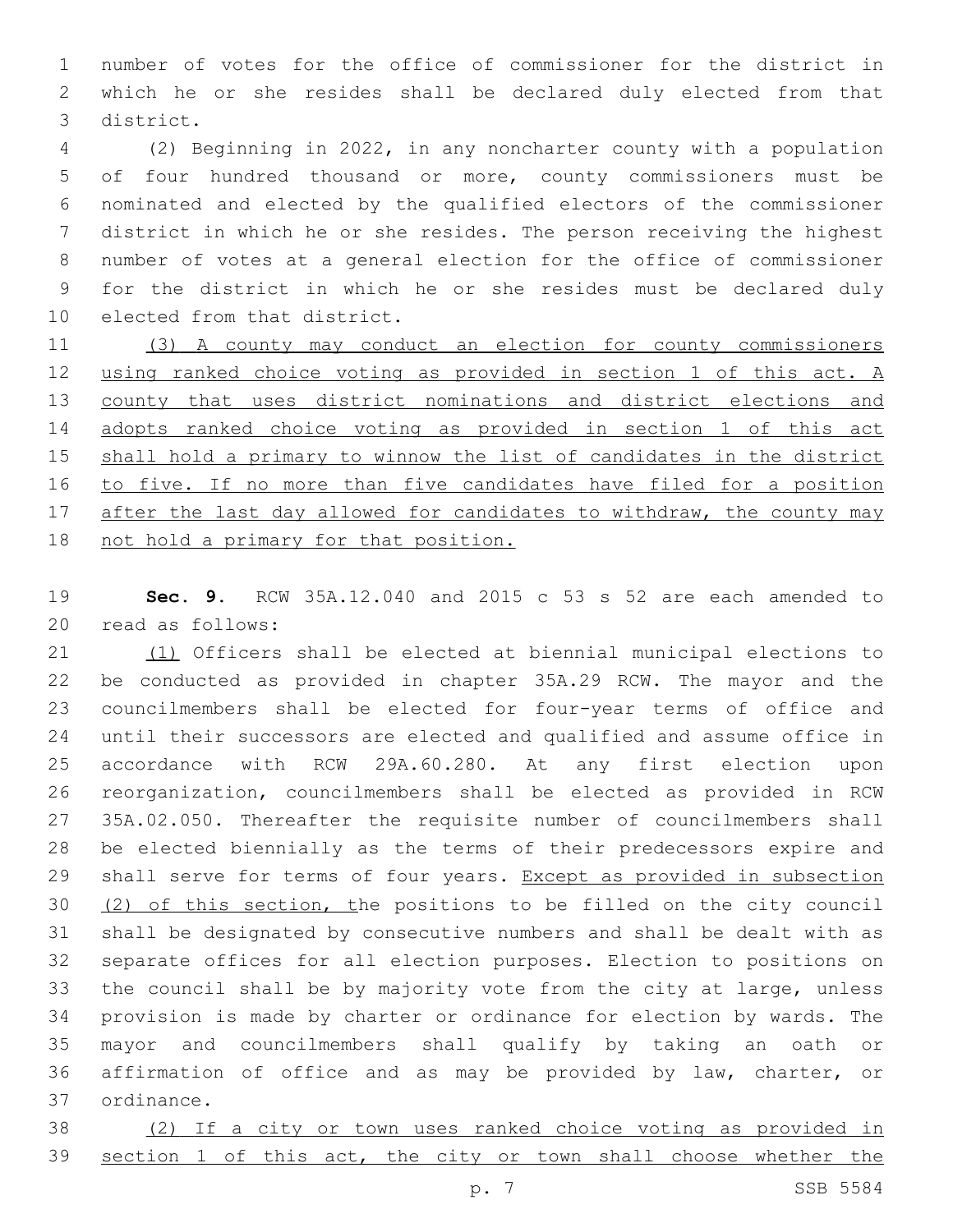number of votes for the office of commissioner for the district in which he or she resides shall be declared duly elected from that district.

(2) Beginning in 2022, in any noncharter county with a population of four hundred thousand or more, county commissioners must be nominated and elected by the qualified electors of the commissioner district in which he or she resides. The person receiving the highest number of votes at a general election for the office of commissioner for the district in which he or she resides must be declared duly elected from that district.

<u>(3) A county may conduct an election for county commissioners using ranked choice voting as provided in section 1 of this act. A county that uses district nominations and district elections and adopts ranked choice voting as provided in section 1 of this act shall hold a primary to winnow the list of candidates in the district to five. If no more than five candidates have filed for a position after the last day allowed for candidates to withdraw, the county may not hold a primary for that position.</u>

**Sec. 9.** RCW 35A.12.040 and 2015 c 53 s 52 are each amended to read as follows:

<u>(1)</u> Officers shall be elected at biennial municipal elections to be conducted as provided in chapter 35A.29 RCW. The mayor and the councilmembers shall be elected for four-year terms of office and until their successors are elected and qualified and assume office in accordance with RCW 29A.60.280. At any first election upon reorganization, councilmembers shall be elected as provided in RCW 35A.02.050. Thereafter the requisite number of councilmembers shall be elected biennially as the terms of their predecessors expire and shall serve for terms of four years. <u>Except as provided in subsection (2) of this section, t</u>he positions to be filled on the city council shall be designated by consecutive numbers and shall be dealt with as separate offices for all election purposes. Election to positions on the council shall be by majority vote from the city at large, unless provision is made by charter or ordinance for election by wards. The mayor and councilmembers shall qualify by taking an oath or affirmation of office and as may be provided by law, charter, or ordinance.

<u>(2) If a city or town uses ranked choice voting as provided in section 1 of this act, the city or town shall choose whether the</u>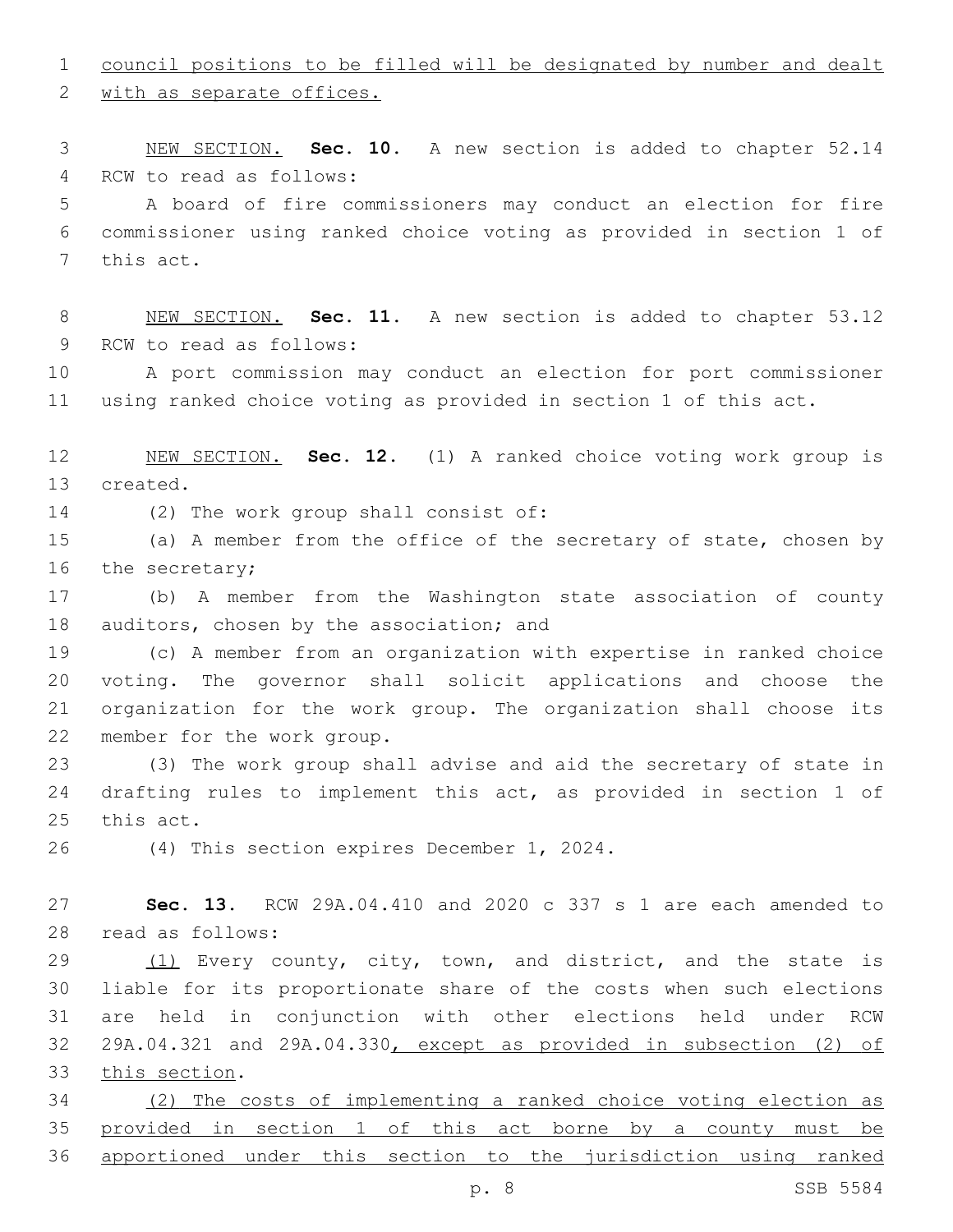council positions to be filled will be designated by number and dealt with as separate offices.

NEW SECTION. **Sec. 10.** A new section is added to chapter 52.14 RCW to read as follows:

A board of fire commissioners may conduct an election for fire commissioner using ranked choice voting as provided in section 1 of this act.

NEW SECTION. **Sec. 11.** A new section is added to chapter 53.12 RCW to read as follows:

A port commission may conduct an election for port commissioner using ranked choice voting as provided in section 1 of this act.

NEW SECTION. **Sec. 12.** (1) A ranked choice voting work group is created.

(2) The work group shall consist of:

(a) A member from the office of the secretary of state, chosen by the secretary;

(b) A member from the Washington state association of county auditors, chosen by the association; and

(c) A member from an organization with expertise in ranked choice voting. The governor shall solicit applications and choose the organization for the work group. The organization shall choose its member for the work group.

(3) The work group shall advise and aid the secretary of state in drafting rules to implement this act, as provided in section 1 of this act.

(4) This section expires December 1, 2024.

**Sec. 13.** RCW 29A.04.410 and 2020 c 337 s 1 are each amended to read as follows:

(1) Every county, city, town, and district, and the state is liable for its proportionate share of the costs when such elections are held in conjunction with other elections held under RCW 29A.04.321 and 29A.04.330, except as provided in subsection (2) of this section.

(2) The costs of implementing a ranked choice voting election as provided in section 1 of this act borne by a county must be apportioned under this section to the jurisdiction using ranked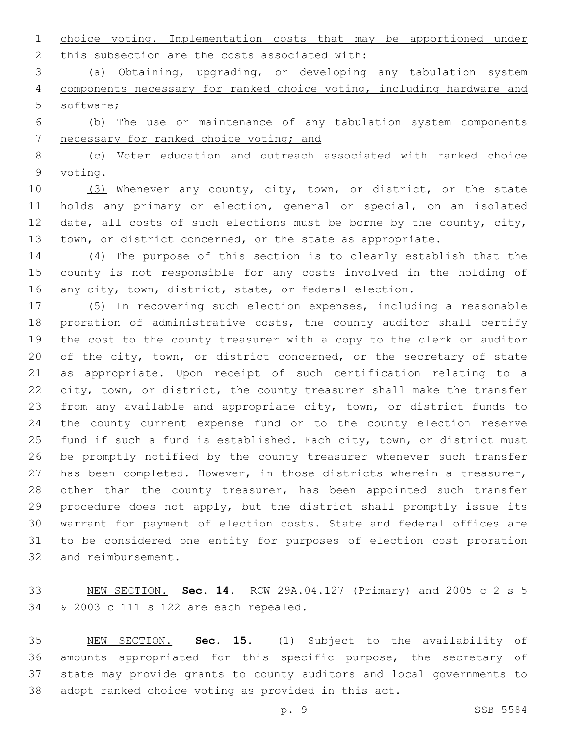choice voting. Implementation costs that may be apportioned under this subsection are the costs associated with:

(a) Obtaining, upgrading, or developing any tabulation system components necessary for ranked choice voting, including hardware and software;

(b) The use or maintenance of any tabulation system components necessary for ranked choice voting; and

(c) Voter education and outreach associated with ranked choice voting.

(3) Whenever any county, city, town, or district, or the state holds any primary or election, general or special, on an isolated date, all costs of such elections must be borne by the county, city, town, or district concerned, or the state as appropriate.

(4) The purpose of this section is to clearly establish that the county is not responsible for any costs involved in the holding of any city, town, district, state, or federal election.

(5) In recovering such election expenses, including a reasonable proration of administrative costs, the county auditor shall certify the cost to the county treasurer with a copy to the clerk or auditor of the city, town, or district concerned, or the secretary of state as appropriate. Upon receipt of such certification relating to a city, town, or district, the county treasurer shall make the transfer from any available and appropriate city, town, or district funds to the county current expense fund or to the county election reserve fund if such a fund is established. Each city, town, or district must be promptly notified by the county treasurer whenever such transfer has been completed. However, in those districts wherein a treasurer, other than the county treasurer, has been appointed such transfer procedure does not apply, but the district shall promptly issue its warrant for payment of election costs. State and federal offices are to be considered one entity for purposes of election cost proration and reimbursement.

NEW SECTION. **Sec. 14.** RCW 29A.04.127 (Primary) and 2005 c 2 s 5 & 2003 c 111 s 122 are each repealed.

NEW SECTION. **Sec. 15.** (1) Subject to the availability of amounts appropriated for this specific purpose, the secretary of state may provide grants to county auditors and local governments to adopt ranked choice voting as provided in this act.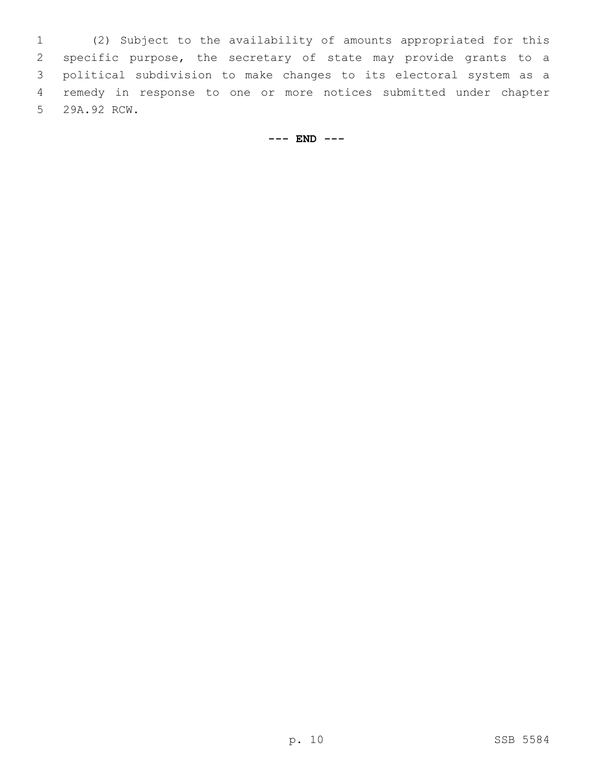(2) Subject to the availability of amounts appropriated for this specific purpose, the secretary of state may provide grants to a political subdivision to make changes to its electoral system as a remedy in response to one or more notices submitted under chapter 29A.92 RCW.

**--- END ---**